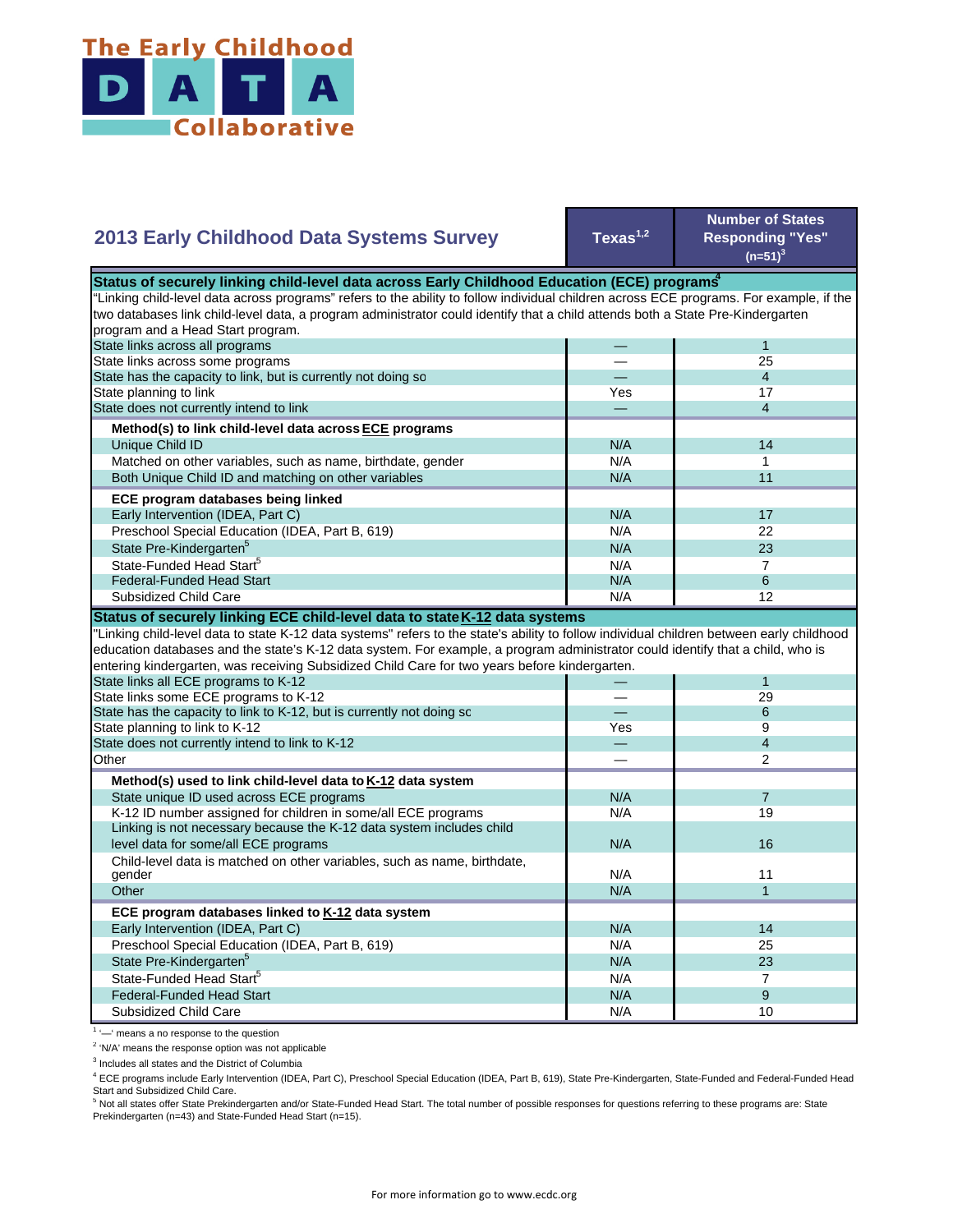# The Early Childhood DATA Collaborative

| 2013 Early Childhood Data Systems Survey | Texas[1,2] | Number of States Responding "Yes" (n=51)[3] |
|---|---|---|
| **Status of securely linking child-level data across Early Childhood Education (ECE) programs[4]** | | |
| "Linking child-level data across programs" refers to the ability to follow individual children across ECE programs. For example, if the two databases link child-level data, a program administrator could identify that a child attends both a State Pre-Kindergarten program and a Head Start program. | | |
| State links across all programs | — | 1 |
| State links across some programs | — | 25 |
| State has the capacity to link, but is currently not doing so | — | 4 |
| State planning to link | Yes | 17 |
| State does not currently intend to link | — | 4 |
| **Method(s) to link child-level data across ECE programs** | | |
| Unique Child ID | N/A | 14 |
| Matched on other variables, such as name, birthdate, gender | N/A | 1 |
| Both Unique Child ID and matching on other variables | N/A | 11 |
| **ECE program databases being linked** | | |
| Early Intervention (IDEA, Part C) | N/A | 17 |
| Preschool Special Education (IDEA, Part B, 619) | N/A | 22 |
| State Pre-Kindergarten[5] | N/A | 23 |
| State-Funded Head Start[5] | N/A | 7 |
| Federal-Funded Head Start | N/A | 6 |
| Subsidized Child Care | N/A | 12 |
| **Status of securely linking ECE child-level data to state K-12 data systems** | | |
| "Linking child-level data to state K-12 data systems" refers to the state's ability to follow individual children between early childhood education databases and the state's K-12 data system. For example, a program administrator could identify that a child, who is entering kindergarten, was receiving Subsidized Child Care for two years before kindergarten. | | |
| State links all ECE programs to K-12 | — | 1 |
| State links some ECE programs to K-12 | — | 29 |
| State has the capacity to link to K-12, but is currently not doing so | — | 6 |
| State planning to link to K-12 | Yes | 9 |
| State does not currently intend to link to K-12 | — | 4 |
| Other | — | 2 |
| **Method(s) used to link child-level data to K-12 data system** | | |
| State unique ID used across ECE programs | N/A | 7 |
| K-12 ID number assigned for children in some/all ECE programs | N/A | 19 |
| Linking is not necessary because the K-12 data system includes child level data for some/all ECE programs | N/A | 16 |
| Child-level data is matched on other variables, such as name, birthdate, gender | N/A | 11 |
| Other | N/A | 1 |
| **ECE program databases linked to K-12 data system** | | |
| Early Intervention (IDEA, Part C) | N/A | 14 |
| Preschool Special Education (IDEA, Part B, 619) | N/A | 25 |
| State Pre-Kindergarten[5] | N/A | 23 |
| State-Funded Head Start[5] | N/A | 7 |
| Federal-Funded Head Start | N/A | 9 |
| Subsidized Child Care | N/A | 10 |

[1] '—' means a no response to the question

[2] 'N/A' means the response option was not applicable

[3] Includes all states and the District of Columbia

[4] ECE programs include Early Intervention (IDEA, Part C), Preschool Special Education (IDEA, Part B, 619), State Pre-Kindergarten, State-Funded and Federal-Funded Head Start and Subsidized Child Care.

[5] Not all states offer State Prekindergarten and/or State-Funded Head Start. The total number of possible responses for questions referring to these programs are: State Prekindergarten (n=43) and State-Funded Head Start (n=15).

For more information go to www.ecdc.org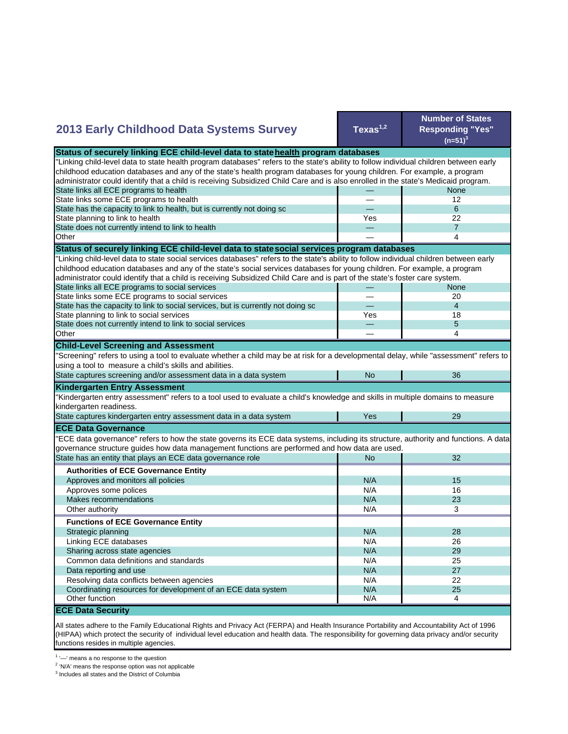## 2013 Early Childhood Data Systems Survey

| | Texas[1,2] | Number of States Responding "Yes" (n=51)[3] |
|---|---|---|
| **Status of securely linking ECE child-level data to state health program databases** | | |
| "Linking child-level data to state health program databases" refers to the state's ability to follow individual children between early childhood education databases and any of the state's health program databases for young children. For example, a program administrator could identify that a child is receiving Subsidized Child Care and is also enrolled in the state's Medicaid program. | | |
| State links all ECE programs to health | — | None |
| State links some ECE programs to health | — | 12 |
| State has the capacity to link to health, but is currently not doing so | — | 6 |
| State planning to link to health | Yes | 22 |
| State does not currently intend to link to health | — | 7 |
| Other | — | 4 |
| **Status of securely linking ECE child-level data to state social services program databases** | | |
| "Linking child-level data to state social services databases" refers to the state's ability to follow individual children between early childhood education databases and any of the state's social services databases for young children. For example, a program administrator could identify that a child is receiving Subsidized Child Care and is part of the state's foster care system. | | |
| State links all ECE programs to social services | — | None |
| State links some ECE programs to social services | — | 20 |
| State has the capacity to link to social services, but is currently not doing so | — | 4 |
| State planning to link to social services | Yes | 18 |
| State does not currently intend to link to social services | — | 5 |
| Other | — | 4 |
| **Child-Level Screening and Assessment** | | |
| "Screening" refers to using a tool to evaluate whether a child may be at risk for a developmental delay, while "assessment" refers to using a tool to measure a child's skills and abilities. | | |
| State captures screening and/or assessment data in a data system | No | 36 |
| **Kindergarten Entry Assessment** | | |
| "Kindergarten entry assessment" refers to a tool used to evaluate a child's knowledge and skills in multiple domains to measure kindergarten readiness. | | |
| State captures kindergarten entry assessment data in a data system | Yes | 29 |
| **ECE Data Governance** | | |
| "ECE data governance" refers to how the state governs its ECE data systems, including its structure, authority and functions. A data governance structure guides how data management functions are performed and how data are used. | | |
| State has an entity that plays an ECE data governance role | No | 32 |
| **Authorities of ECE Governance Entity** | | |
| Approves and monitors all policies | N/A | 15 |
| Approves some polices | N/A | 16 |
| Makes recommendations | N/A | 23 |
| Other authority | N/A | 3 |
| **Functions of ECE Governance Entity** | | |
| Strategic planning | N/A | 28 |
| Linking ECE databases | N/A | 26 |
| Sharing across state agencies | N/A | 29 |
| Common data definitions and standards | N/A | 25 |
| Data reporting and use | N/A | 27 |
| Resolving data conflicts between agencies | N/A | 22 |
| Coordinating resources for development of an ECE data system | N/A | 25 |
| Other function | N/A | 4 |
| **ECE Data Security** | | |
| All states adhere to the Family Educational Rights and Privacy Act (FERPA) and Health Insurance Portability and Accountability Act of 1996 (HIPAA) which protect the security of individual level education and health data. The responsibility for governing data privacy and/or security functions resides in multiple agencies. | | |

[1] '—' means a no response to the question

[2] 'N/A' means the response option was not applicable

[3] Includes all states and the District of Columbia